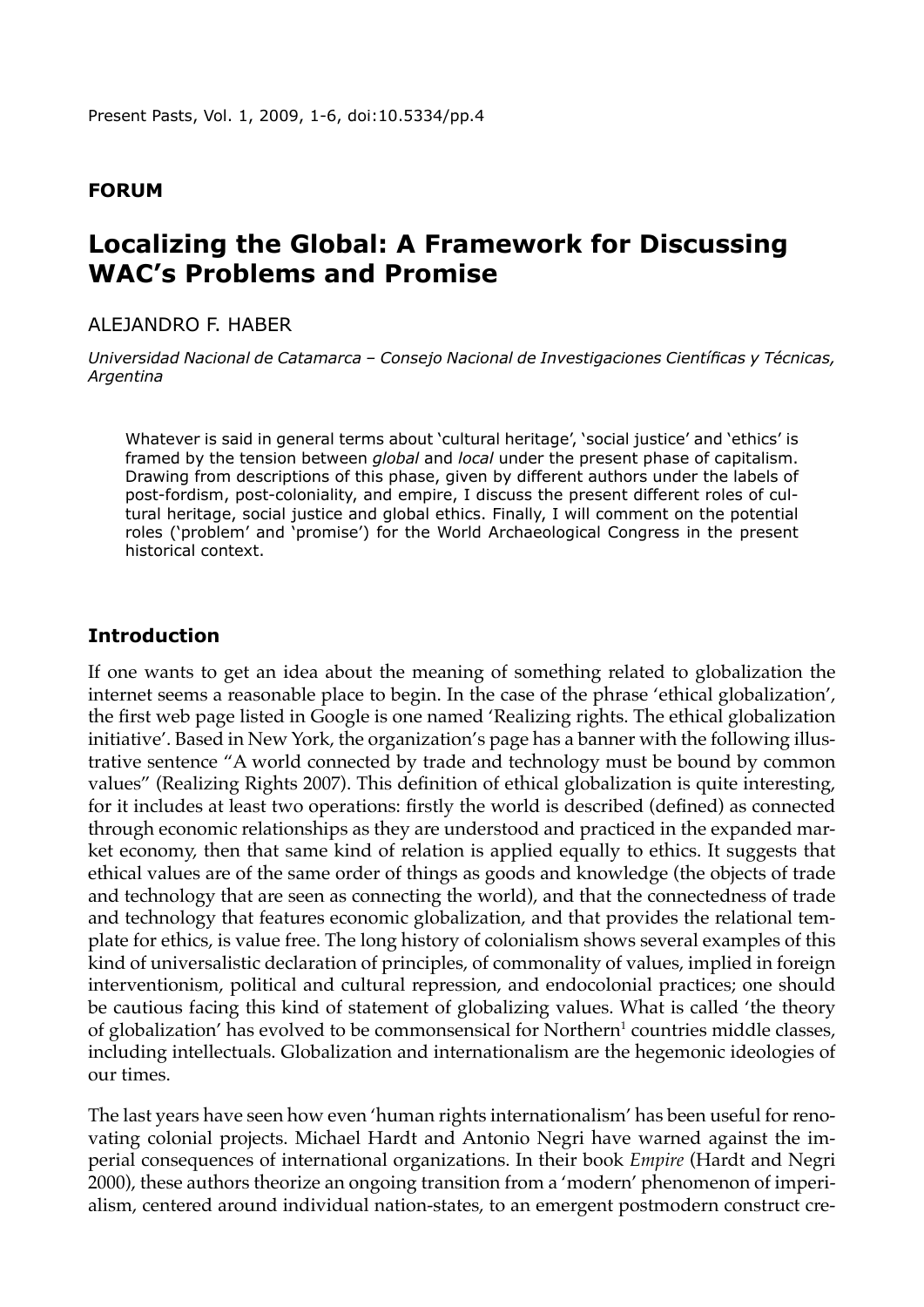**FORUM**

# Localizing the Global: A Framework for Discussing WAC's Problems and Promise

ALEJANDRO F. HABER

*Universidad Nacional de Catamarca – Consejo Nacional de Investigaciones Científicas y Técnicas, Argentina*

> Whatever is said in general terms about 'cultural heritage', 'social justice' and 'ethics' is framed by the tension between *global* and *local* under the present phase of capitalism. Drawing from descriptions of this phase, given by different authors under the labels of post-fordism, post-coloniality, and empire, I discuss the present different roles of cultural heritage, social justice and global ethics. Finally, I will comment on the potential roles ('problem' and 'promise') for the World Archaeological Congress in the present historical context.

## Introduction

If one wants to get an idea about the meaning of something related to globalization the internet seems a reasonable place to begin. In the case of the phrase 'ethical globalization', the first web page listed in Google is one named 'Realizing rights. The ethical globalization initiative'. Based in New York, the organization's page has a banner with the following illustrative sentence "A world connected by trade and technology must be bound by common values" (Realizing Rights 2007). This definition of ethical globalization is quite interesting, for it includes at least two operations: firstly the world is described (defined) as connected through economic relationships as they are understood and practiced in the expanded market economy, then that same kind of relation is applied equally to ethics. It suggests that ethical values are of the same order of things as goods and knowledge (the objects of trade and technology that are seen as connecting the world), and that the connectedness of trade and technology that features economic globalization, and that provides the relational template for ethics, is value free. The long history of colonialism shows several examples of this kind of universalistic declaration of principles, of commonality of values, implied in foreign interventionism, political and cultural repression, and endocolonial practices; one should be cautious facing this kind of statement of globalizing values. What is called 'the theory of globalization' has evolved to be commonsensical for Northern[1] countries middle classes, including intellectuals. Globalization and internationalism are the hegemonic ideologies of our times.

The last years have seen how even 'human rights internationalism' has been useful for renovating colonial projects. Michael Hardt and Antonio Negri have warned against the imperial consequences of international organizations. In their book *Empire* (Hardt and Negri 2000), these authors theorize an ongoing transition from a 'modern' phenomenon of imperialism, centered around individual nation-states, to an emergent postmodern construct cre-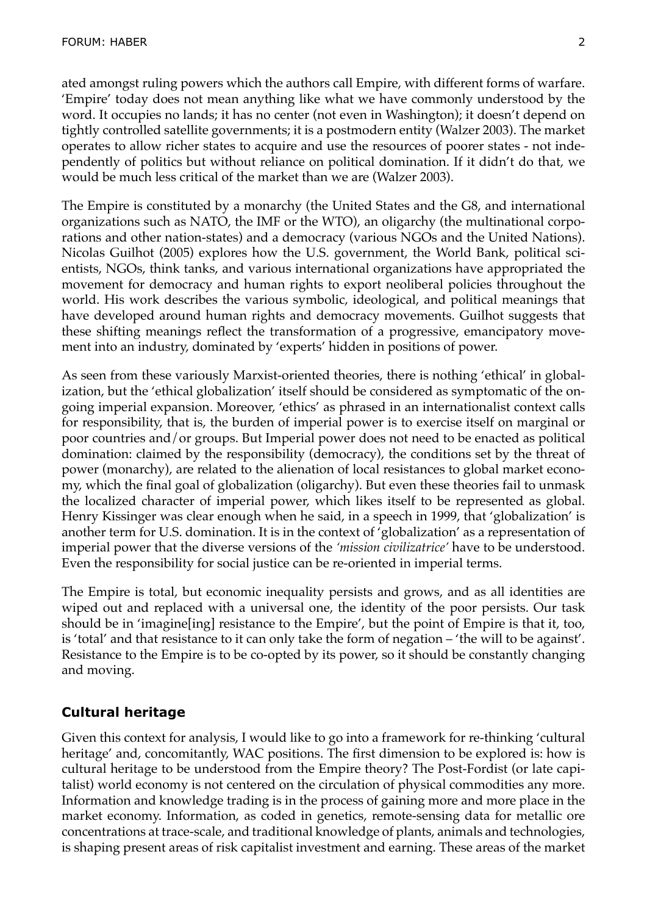ated amongst ruling powers which the authors call Empire, with different forms of warfare. 'Empire' today does not mean anything like what we have commonly understood by the word. It occupies no lands; it has no center (not even in Washington); it doesn't depend on tightly controlled satellite governments; it is a postmodern entity (Walzer 2003). The market operates to allow richer states to acquire and use the resources of poorer states - not independently of politics but without reliance on political domination. If it didn't do that, we would be much less critical of the market than we are (Walzer 2003).

The Empire is constituted by a monarchy (the United States and the G8, and international organizations such as NATO, the IMF or the WTO), an oligarchy (the multinational corporations and other nation-states) and a democracy (various NGOs and the United Nations). Nicolas Guilhot (2005) explores how the U.S. government, the World Bank, political scientists, NGOs, think tanks, and various international organizations have appropriated the movement for democracy and human rights to export neoliberal policies throughout the world. His work describes the various symbolic, ideological, and political meanings that have developed around human rights and democracy movements. Guilhot suggests that these shifting meanings reflect the transformation of a progressive, emancipatory movement into an industry, dominated by 'experts' hidden in positions of power.

As seen from these variously Marxist-oriented theories, there is nothing 'ethical' in globalization, but the 'ethical globalization' itself should be considered as symptomatic of the ongoing imperial expansion. Moreover, 'ethics' as phrased in an internationalist context calls for responsibility, that is, the burden of imperial power is to exercise itself on marginal or poor countries and/or groups. But Imperial power does not need to be enacted as political domination: claimed by the responsibility (democracy), the conditions set by the threat of power (monarchy), are related to the alienation of local resistances to global market economy, which the final goal of globalization (oligarchy). But even these theories fail to unmask the localized character of imperial power, which likes itself to be represented as global. Henry Kissinger was clear enough when he said, in a speech in 1999, that 'globalization' is another term for U.S. domination. It is in the context of 'globalization' as a representation of imperial power that the diverse versions of the *'mission civilizatrice'* have to be understood. Even the responsibility for social justice can be re-oriented in imperial terms.

The Empire is total, but economic inequality persists and grows, and as all identities are wiped out and replaced with a universal one, the identity of the poor persists. Our task should be in 'imagine[ing] resistance to the Empire', but the point of Empire is that it, too, is 'total' and that resistance to it can only take the form of negation – 'the will to be against'. Resistance to the Empire is to be co-opted by its power, so it should be constantly changing and moving.

## Cultural heritage

Given this context for analysis, I would like to go into a framework for re-thinking 'cultural heritage' and, concomitantly, WAC positions. The first dimension to be explored is: how is cultural heritage to be understood from the Empire theory? The Post-Fordist (or late capitalist) world economy is not centered on the circulation of physical commodities any more. Information and knowledge trading is in the process of gaining more and more place in the market economy. Information, as coded in genetics, remote-sensing data for metallic ore concentrations at trace-scale, and traditional knowledge of plants, animals and technologies, is shaping present areas of risk capitalist investment and earning. These areas of the market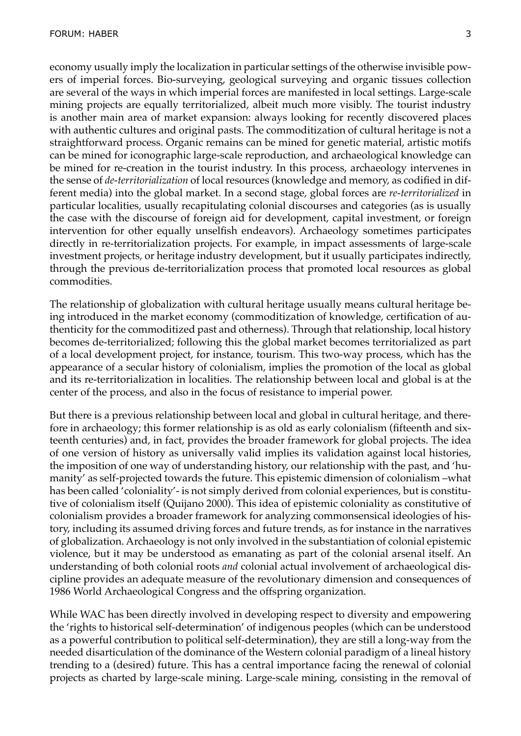economy usually imply the localization in particular settings of the otherwise invisible powers of imperial forces. Bio-surveying, geological surveying and organic tissues collection are several of the ways in which imperial forces are manifested in local settings. Large-scale mining projects are equally territorialized, albeit much more visibly. The tourist industry is another main area of market expansion: always looking for recently discovered places with authentic cultures and original pasts. The commoditization of cultural heritage is not a straightforward process. Organic remains can be mined for genetic material, artistic motifs can be mined for iconographic large-scale reproduction, and archaeological knowledge can be mined for re-creation in the tourist industry. In this process, archaeology intervenes in the sense of *de-territorialization* of local resources (knowledge and memory, as codified in different media) into the global market. In a second stage, global forces are *re-territorialized* in particular localities, usually recapitulating colonial discourses and categories (as is usually the case with the discourse of foreign aid for development, capital investment, or foreign intervention for other equally unselfish endeavors). Archaeology sometimes participates directly in re-territorialization projects. For example, in impact assessments of large-scale investment projects, or heritage industry development, but it usually participates indirectly, through the previous de-territorialization process that promoted local resources as global commodities.

The relationship of globalization with cultural heritage usually means cultural heritage being introduced in the market economy (commoditization of knowledge, certification of authenticity for the commoditized past and otherness). Through that relationship, local history becomes de-territorialized; following this the global market becomes territorialized as part of a local development project, for instance, tourism. This two-way process, which has the appearance of a secular history of colonialism, implies the promotion of the local as global and its re-territorialization in localities. The relationship between local and global is at the center of the process, and also in the focus of resistance to imperial power.

But there is a previous relationship between local and global in cultural heritage, and therefore in archaeology; this former relationship is as old as early colonialism (fifteenth and sixteenth centuries) and, in fact, provides the broader framework for global projects. The idea of one version of history as universally valid implies its validation against local histories, the imposition of one way of understanding history, our relationship with the past, and 'humanity' as self-projected towards the future. This epistemic dimension of colonialism –what has been called 'coloniality'- is not simply derived from colonial experiences, but is constitutive of colonialism itself (Quijano 2000). This idea of epistemic coloniality as constitutive of colonialism provides a broader framework for analyzing commonsensical ideologies of history, including its assumed driving forces and future trends, as for instance in the narratives of globalization. Archaeology is not only involved in the substantiation of colonial epistemic violence, but it may be understood as emanating as part of the colonial arsenal itself. An understanding of both colonial roots *and* colonial actual involvement of archaeological discipline provides an adequate measure of the revolutionary dimension and consequences of 1986 World Archaeological Congress and the offspring organization.

While WAC has been directly involved in developing respect to diversity and empowering the 'rights to historical self-determination' of indigenous peoples (which can be understood as a powerful contribution to political self-determination), they are still a long-way from the needed disarticulation of the dominance of the Western colonial paradigm of a lineal history trending to a (desired) future. This has a central importance facing the renewal of colonial projects as charted by large-scale mining. Large-scale mining, consisting in the removal of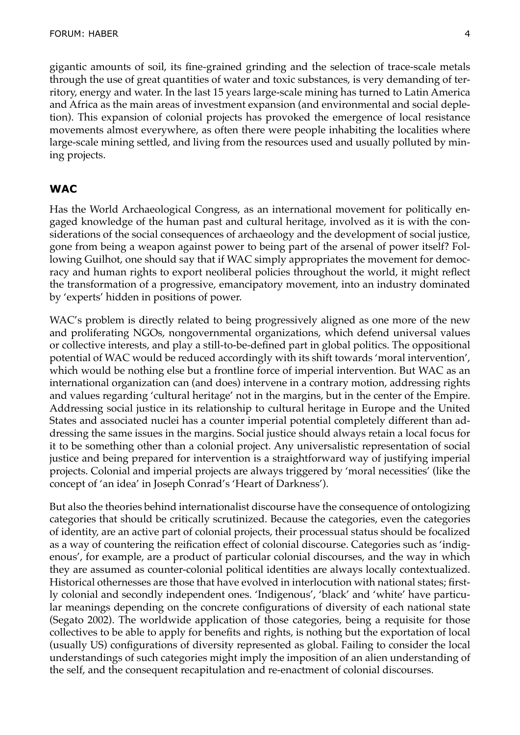gigantic amounts of soil, its fine-grained grinding and the selection of trace-scale metals through the use of great quantities of water and toxic substances, is very demanding of territory, energy and water. In the last 15 years large-scale mining has turned to Latin America and Africa as the main areas of investment expansion (and environmental and social depletion). This expansion of colonial projects has provoked the emergence of local resistance movements almost everywhere, as often there were people inhabiting the localities where large-scale mining settled, and living from the resources used and usually polluted by mining projects.

## WAC

Has the World Archaeological Congress, as an international movement for politically engaged knowledge of the human past and cultural heritage, involved as it is with the considerations of the social consequences of archaeology and the development of social justice, gone from being a weapon against power to being part of the arsenal of power itself? Following Guilhot, one should say that if WAC simply appropriates the movement for democracy and human rights to export neoliberal policies throughout the world, it might reflect the transformation of a progressive, emancipatory movement, into an industry dominated by 'experts' hidden in positions of power.

WAC's problem is directly related to being progressively aligned as one more of the new and proliferating NGOs, nongovernmental organizations, which defend universal values or collective interests, and play a still-to-be-defined part in global politics. The oppositional potential of WAC would be reduced accordingly with its shift towards 'moral intervention', which would be nothing else but a frontline force of imperial intervention. But WAC as an international organization can (and does) intervene in a contrary motion, addressing rights and values regarding 'cultural heritage' not in the margins, but in the center of the Empire. Addressing social justice in its relationship to cultural heritage in Europe and the United States and associated nuclei has a counter imperial potential completely different than addressing the same issues in the margins. Social justice should always retain a local focus for it to be something other than a colonial project. Any universalistic representation of social justice and being prepared for intervention is a straightforward way of justifying imperial projects. Colonial and imperial projects are always triggered by 'moral necessities' (like the concept of 'an idea' in Joseph Conrad's 'Heart of Darkness').

But also the theories behind internationalist discourse have the consequence of ontologizing categories that should be critically scrutinized. Because the categories, even the categories of identity, are an active part of colonial projects, their processual status should be focalized as a way of countering the reification effect of colonial discourse. Categories such as 'indigenous', for example, are a product of particular colonial discourses, and the way in which they are assumed as counter-colonial political identities are always locally contextualized. Historical othernesses are those that have evolved in interlocution with national states; firstly colonial and secondly independent ones. 'Indigenous', 'black' and 'white' have particular meanings depending on the concrete configurations of diversity of each national state (Segato 2002). The worldwide application of those categories, being a requisite for those collectives to be able to apply for benefits and rights, is nothing but the exportation of local (usually US) configurations of diversity represented as global. Failing to consider the local understandings of such categories might imply the imposition of an alien understanding of the self, and the consequent recapitulation and re-enactment of colonial discourses.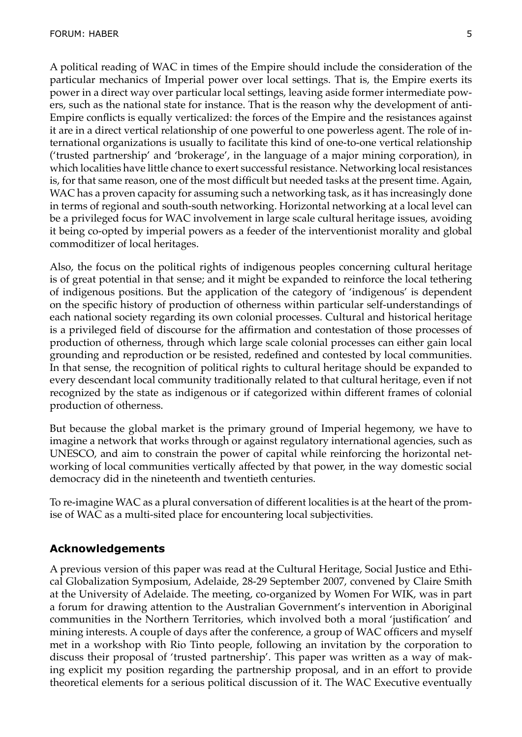A political reading of WAC in times of the Empire should include the consideration of the particular mechanics of Imperial power over local settings. That is, the Empire exerts its power in a direct way over particular local settings, leaving aside former intermediate powers, such as the national state for instance. That is the reason why the development of anti-Empire conflicts is equally verticalized: the forces of the Empire and the resistances against it are in a direct vertical relationship of one powerful to one powerless agent. The role of international organizations is usually to facilitate this kind of one-to-one vertical relationship ('trusted partnership' and 'brokerage', in the language of a major mining corporation), in which localities have little chance to exert successful resistance. Networking local resistances is, for that same reason, one of the most difficult but needed tasks at the present time. Again, WAC has a proven capacity for assuming such a networking task, as it has increasingly done in terms of regional and south-south networking. Horizontal networking at a local level can be a privileged focus for WAC involvement in large scale cultural heritage issues, avoiding it being co-opted by imperial powers as a feeder of the interventionist morality and global commoditizer of local heritages.

Also, the focus on the political rights of indigenous peoples concerning cultural heritage is of great potential in that sense; and it might be expanded to reinforce the local tethering of indigenous positions. But the application of the category of 'indigenous' is dependent on the specific history of production of otherness within particular self-understandings of each national society regarding its own colonial processes. Cultural and historical heritage is a privileged field of discourse for the affirmation and contestation of those processes of production of otherness, through which large scale colonial processes can either gain local grounding and reproduction or be resisted, redefined and contested by local communities. In that sense, the recognition of political rights to cultural heritage should be expanded to every descendant local community traditionally related to that cultural heritage, even if not recognized by the state as indigenous or if categorized within different frames of colonial production of otherness.

But because the global market is the primary ground of Imperial hegemony, we have to imagine a network that works through or against regulatory international agencies, such as UNESCO, and aim to constrain the power of capital while reinforcing the horizontal networking of local communities vertically affected by that power, in the way domestic social democracy did in the nineteenth and twentieth centuries.

To re-imagine WAC as a plural conversation of different localities is at the heart of the promise of WAC as a multi-sited place for encountering local subjectivities.

## Acknowledgements

A previous version of this paper was read at the Cultural Heritage, Social Justice and Ethical Globalization Symposium, Adelaide, 28-29 September 2007, convened by Claire Smith at the University of Adelaide. The meeting, co-organized by Women For WIK, was in part a forum for drawing attention to the Australian Government's intervention in Aboriginal communities in the Northern Territories, which involved both a moral 'justification' and mining interests. A couple of days after the conference, a group of WAC officers and myself met in a workshop with Rio Tinto people, following an invitation by the corporation to discuss their proposal of 'trusted partnership'. This paper was written as a way of making explicit my position regarding the partnership proposal, and in an effort to provide theoretical elements for a serious political discussion of it. The WAC Executive eventually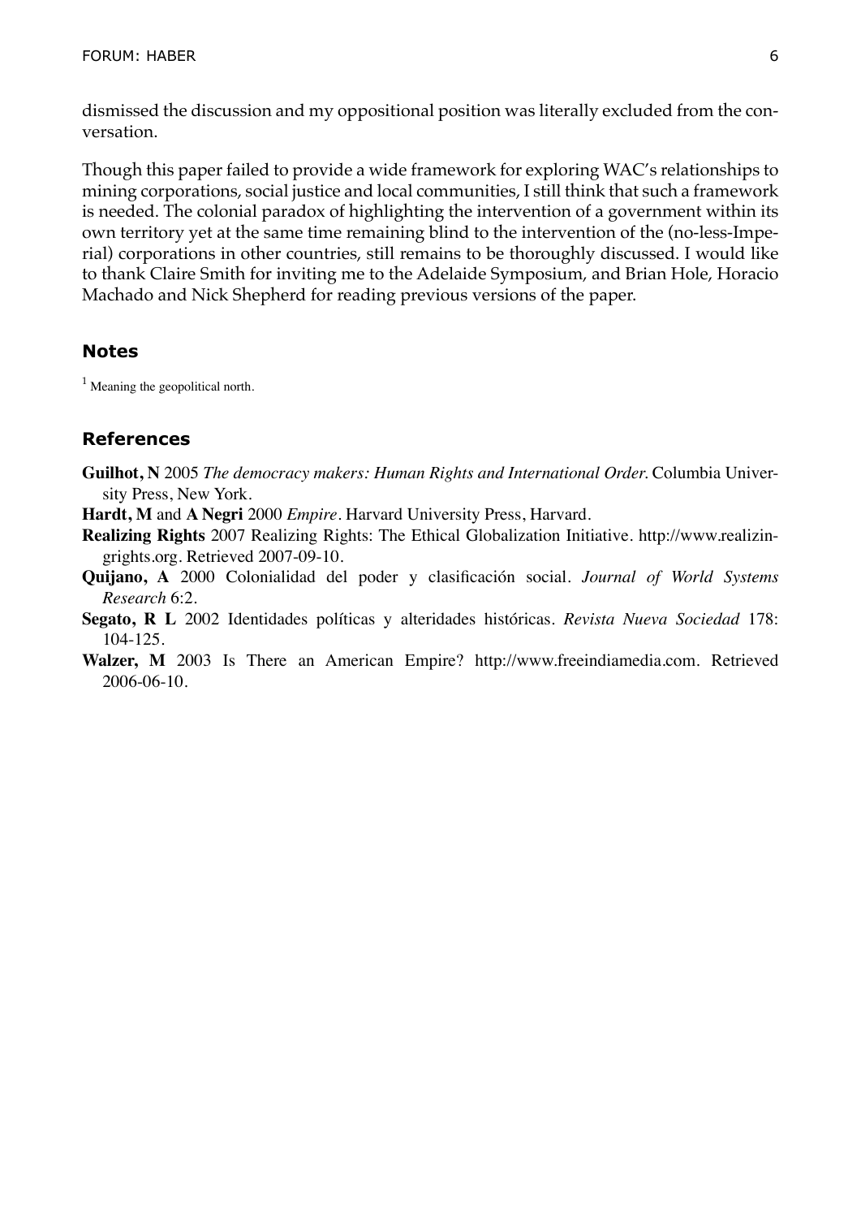dismissed the discussion and my oppositional position was literally excluded from the conversation.

Though this paper failed to provide a wide framework for exploring WAC's relationships to mining corporations, social justice and local communities, I still think that such a framework is needed. The colonial paradox of highlighting the intervention of a government within its own territory yet at the same time remaining blind to the intervention of the (no-less-Imperial) corporations in other countries, still remains to be thoroughly discussed. I would like to thank Claire Smith for inviting me to the Adelaide Symposium, and Brian Hole, Horacio Machado and Nick Shepherd for reading previous versions of the paper.

## Notes

[1] Meaning the geopolitical north.

## References

**Guilhot, N** 2005 *The democracy makers: Human Rights and International Order.* Columbia University Press, New York.

**Hardt, M** and **A Negri** 2000 *Empire*. Harvard University Press, Harvard.

**Realizing Rights** 2007 Realizing Rights: The Ethical Globalization Initiative. http://www.realizingrights.org. Retrieved 2007-09-10.

**Quijano, A** 2000 Colonialidad del poder y clasificación social. *Journal of World Systems Research* 6:2.

**Segato, R L** 2002 Identidades políticas y alteridades históricas. *Revista Nueva Sociedad* 178: 104-125.

**Walzer, M** 2003 Is There an American Empire? http://www.freeindiamedia.com. Retrieved 2006-06-10.